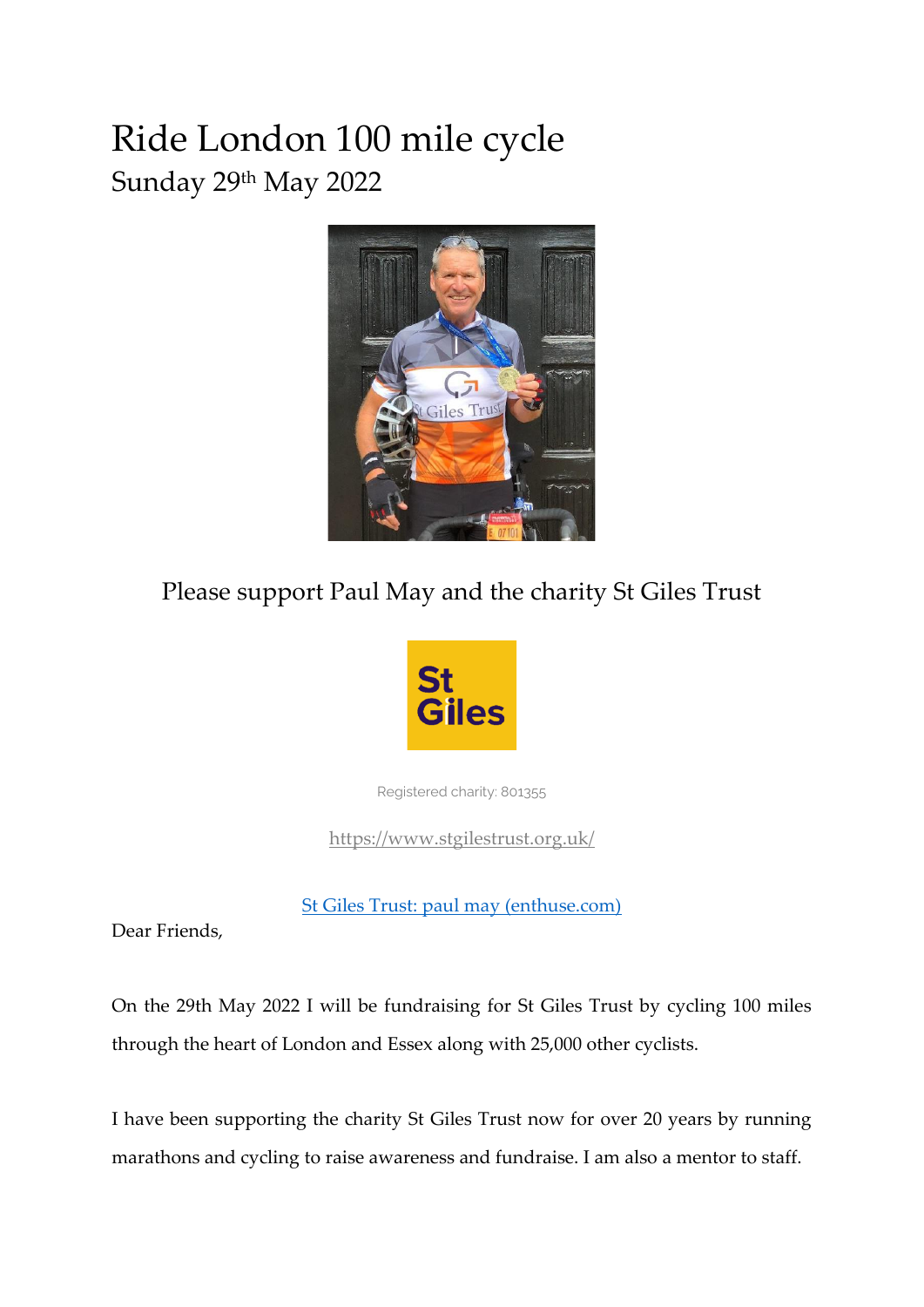# Ride London 100 mile cycle

## Sunday 29th May 2022

Please support Paul May and the charity St Giles Trust

Registered charity: 801355

https://www.stgilestrust.org.uk/

St Giles Trust: paul may (enthuse.com)

Dear Friends,

On the 29th May 2022 I will be fundraising for St Giles Trust by cycling 100 miles through the heart of London and Essex along with 25,000 other cyclists.

I have been supporting the charity St Giles Trust now for over 20 years by running marathons and cycling to raise awareness and fundraise. I am also a mentor to staff.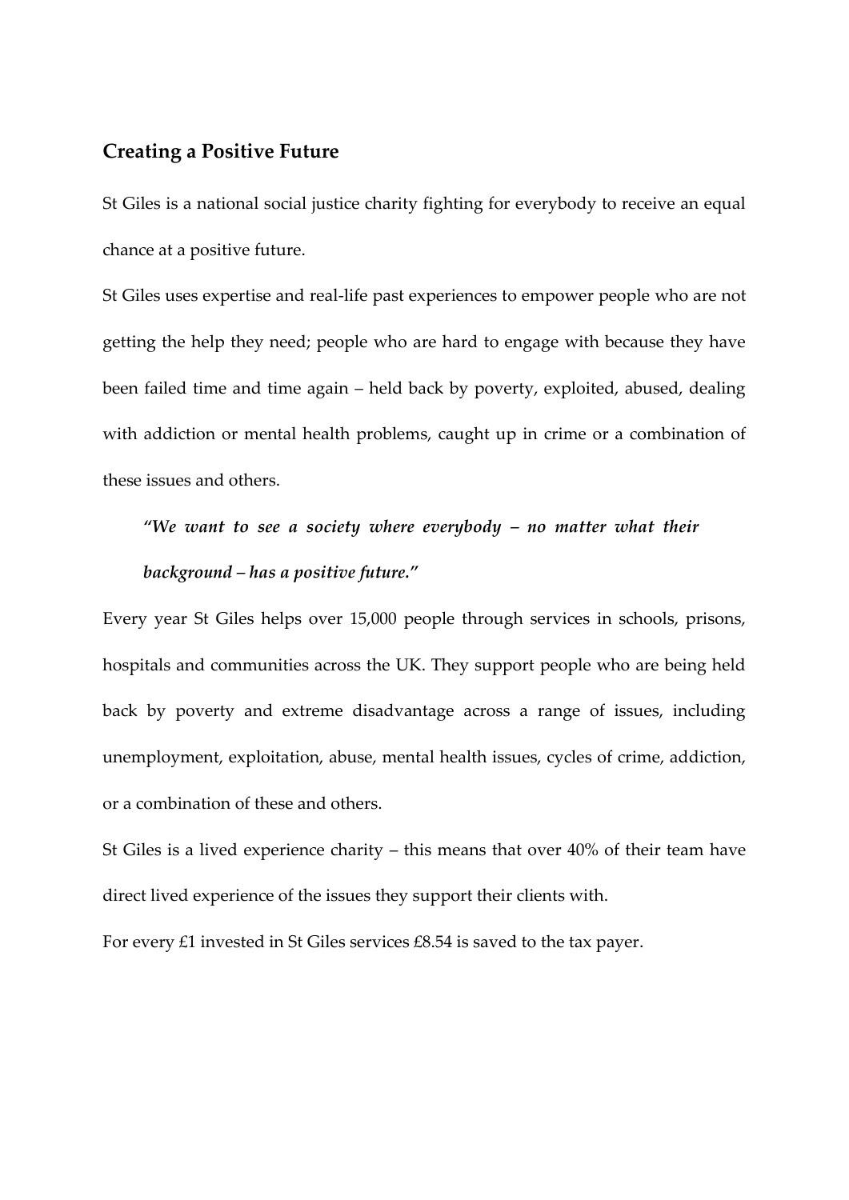## Creating a Positive Future

St Giles is a national social justice charity fighting for everybody to receive an equal chance at a positive future.

St Giles uses expertise and real-life past experiences to empower people who are not getting the help they need; people who are hard to engage with because they have been failed time and time again – held back by poverty, exploited, abused, dealing with addiction or mental health problems, caught up in crime or a combination of these issues and others.

> ***"We want to see a society where everybody – no matter what their background – has a positive future."***

Every year St Giles helps over 15,000 people through services in schools, prisons, hospitals and communities across the UK. They support people who are being held back by poverty and extreme disadvantage across a range of issues, including unemployment, exploitation, abuse, mental health issues, cycles of crime, addiction, or a combination of these and others.

St Giles is a lived experience charity – this means that over 40% of their team have direct lived experience of the issues they support their clients with.

For every £1 invested in St Giles services £8.54 is saved to the tax payer.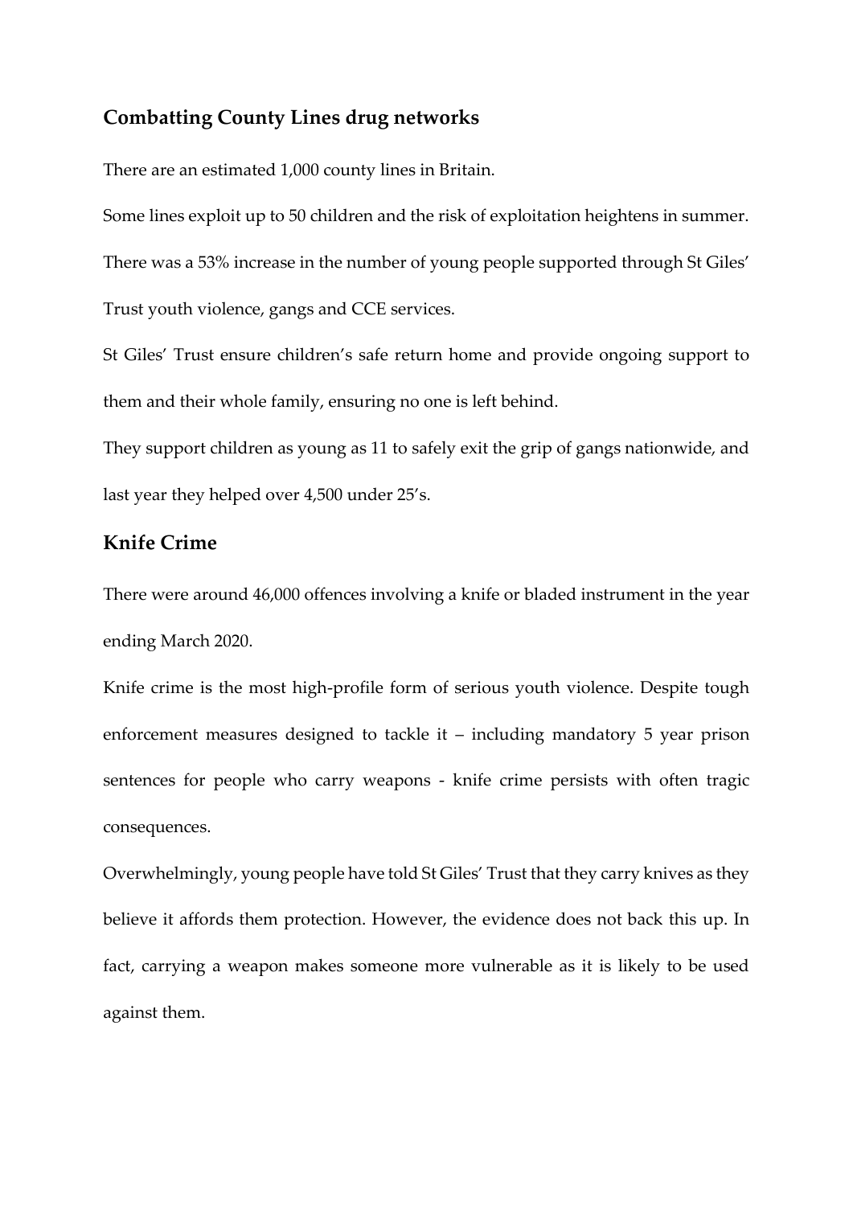## Combatting County Lines drug networks

There are an estimated 1,000 county lines in Britain.

Some lines exploit up to 50 children and the risk of exploitation heightens in summer.

There was a 53% increase in the number of young people supported through St Giles' Trust youth violence, gangs and CCE services.

St Giles' Trust ensure children's safe return home and provide ongoing support to them and their whole family, ensuring no one is left behind.

They support children as young as 11 to safely exit the grip of gangs nationwide, and last year they helped over 4,500 under 25's.

## Knife Crime

There were around 46,000 offences involving a knife or bladed instrument in the year ending March 2020.

Knife crime is the most high-profile form of serious youth violence. Despite tough enforcement measures designed to tackle it – including mandatory 5 year prison sentences for people who carry weapons - knife crime persists with often tragic consequences.

Overwhelmingly, young people have told St Giles' Trust that they carry knives as they believe it affords them protection. However, the evidence does not back this up. In fact, carrying a weapon makes someone more vulnerable as it is likely to be used against them.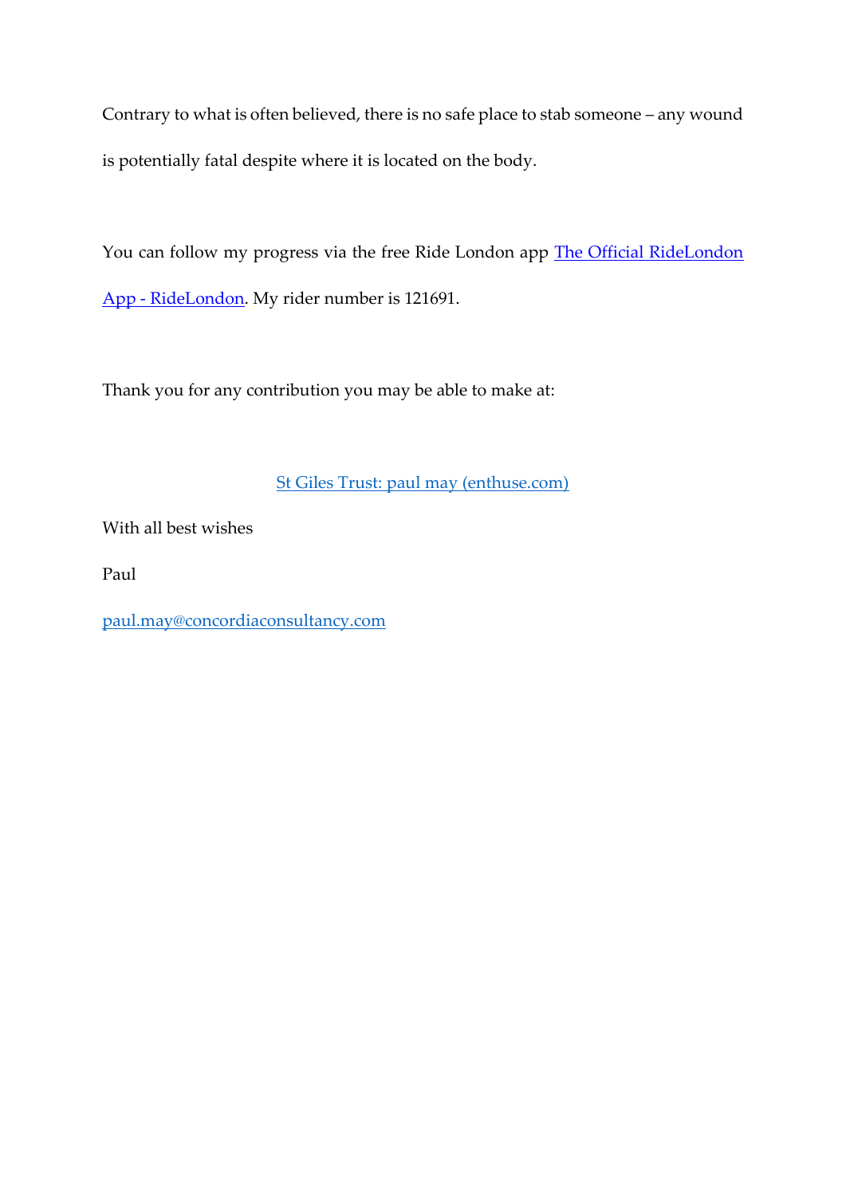Contrary to what is often believed, there is no safe place to stab someone – any wound is potentially fatal despite where it is located on the body.

You can follow my progress via the free Ride London app [The Official RideLondon App - RideLondon](). My rider number is 121691.

Thank you for any contribution you may be able to make at:

[St Giles Trust: paul may (enthuse.com)]()

With all best wishes

Paul

[paul.may@concordiaconsultancy.com]()